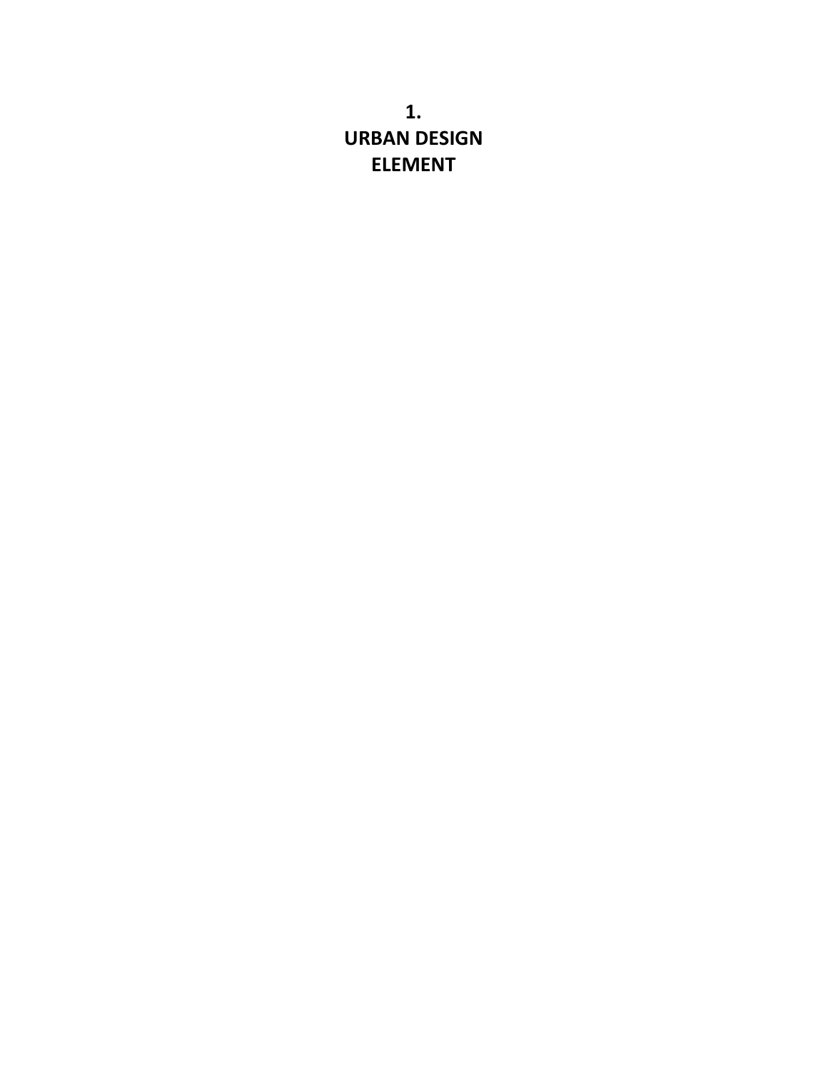# 1.
# URBAN DESIGN
# ELEMENT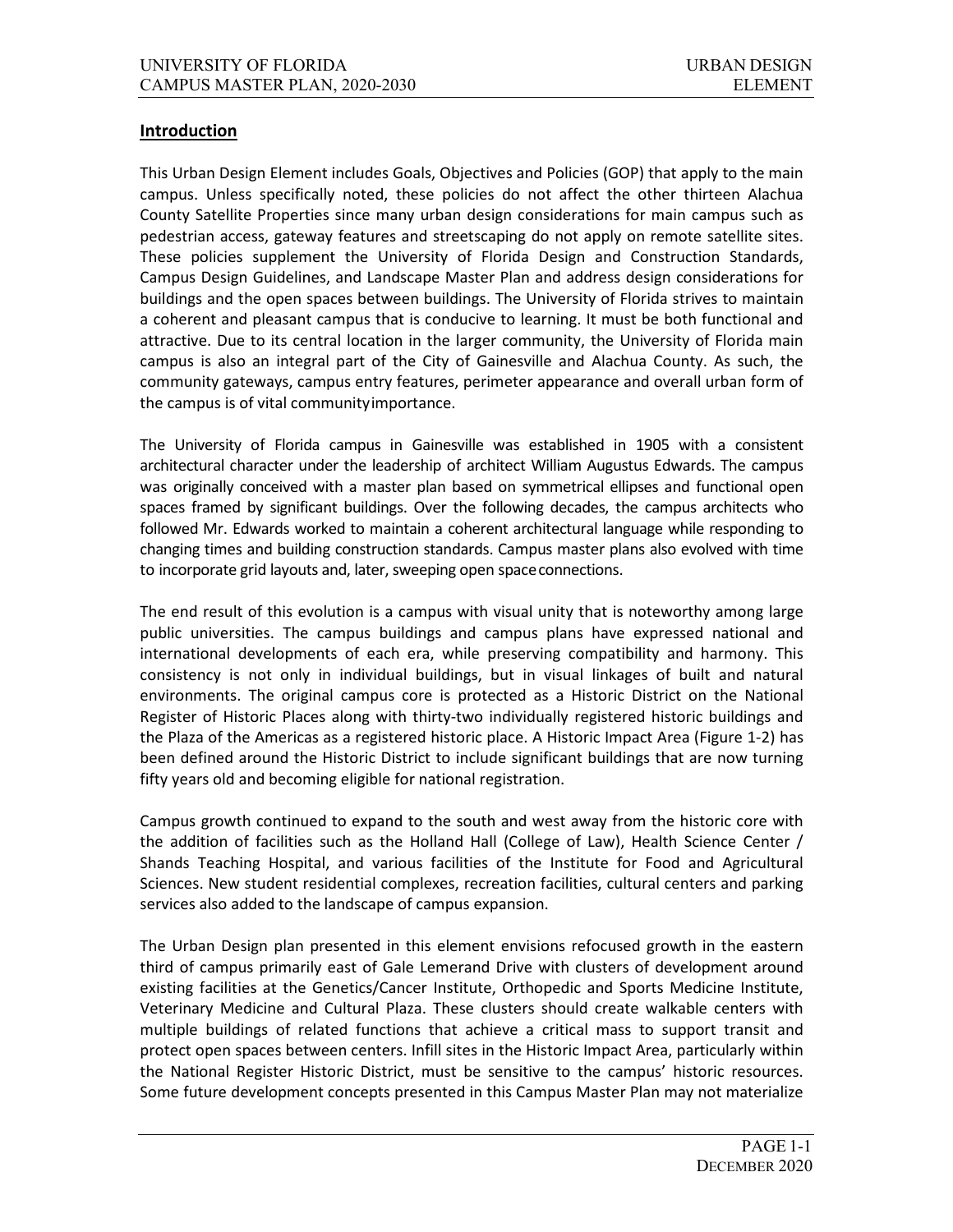## Introduction

This Urban Design Element includes Goals, Objectives and Policies (GOP) that apply to the main campus. Unless specifically noted, these policies do not affect the other thirteen Alachua County Satellite Properties since many urban design considerations for main campus such as pedestrian access, gateway features and streetscaping do not apply on remote satellite sites. These policies supplement the University of Florida Design and Construction Standards, Campus Design Guidelines, and Landscape Master Plan and address design considerations for buildings and the open spaces between buildings. The University of Florida strives to maintain a coherent and pleasant campus that is conducive to learning. It must be both functional and attractive. Due to its central location in the larger community, the University of Florida main campus is also an integral part of the City of Gainesville and Alachua County. As such, the community gateways, campus entry features, perimeter appearance and overall urban form of the campus is of vital community importance.

The University of Florida campus in Gainesville was established in 1905 with a consistent architectural character under the leadership of architect William Augustus Edwards. The campus was originally conceived with a master plan based on symmetrical ellipses and functional open spaces framed by significant buildings. Over the following decades, the campus architects who followed Mr. Edwards worked to maintain a coherent architectural language while responding to changing times and building construction standards. Campus master plans also evolved with time to incorporate grid layouts and, later, sweeping open space connections.

The end result of this evolution is a campus with visual unity that is noteworthy among large public universities. The campus buildings and campus plans have expressed national and international developments of each era, while preserving compatibility and harmony. This consistency is not only in individual buildings, but in visual linkages of built and natural environments. The original campus core is protected as a Historic District on the National Register of Historic Places along with thirty-two individually registered historic buildings and the Plaza of the Americas as a registered historic place. A Historic Impact Area (Figure 1-2) has been defined around the Historic District to include significant buildings that are now turning fifty years old and becoming eligible for national registration.

Campus growth continued to expand to the south and west away from the historic core with the addition of facilities such as the Holland Hall (College of Law), Health Science Center / Shands Teaching Hospital, and various facilities of the Institute for Food and Agricultural Sciences. New student residential complexes, recreation facilities, cultural centers and parking services also added to the landscape of campus expansion.

The Urban Design plan presented in this element envisions refocused growth in the eastern third of campus primarily east of Gale Lemerand Drive with clusters of development around existing facilities at the Genetics/Cancer Institute, Orthopedic and Sports Medicine Institute, Veterinary Medicine and Cultural Plaza. These clusters should create walkable centers with multiple buildings of related functions that achieve a critical mass to support transit and protect open spaces between centers. Infill sites in the Historic Impact Area, particularly within the National Register Historic District, must be sensitive to the campus' historic resources. Some future development concepts presented in this Campus Master Plan may not materialize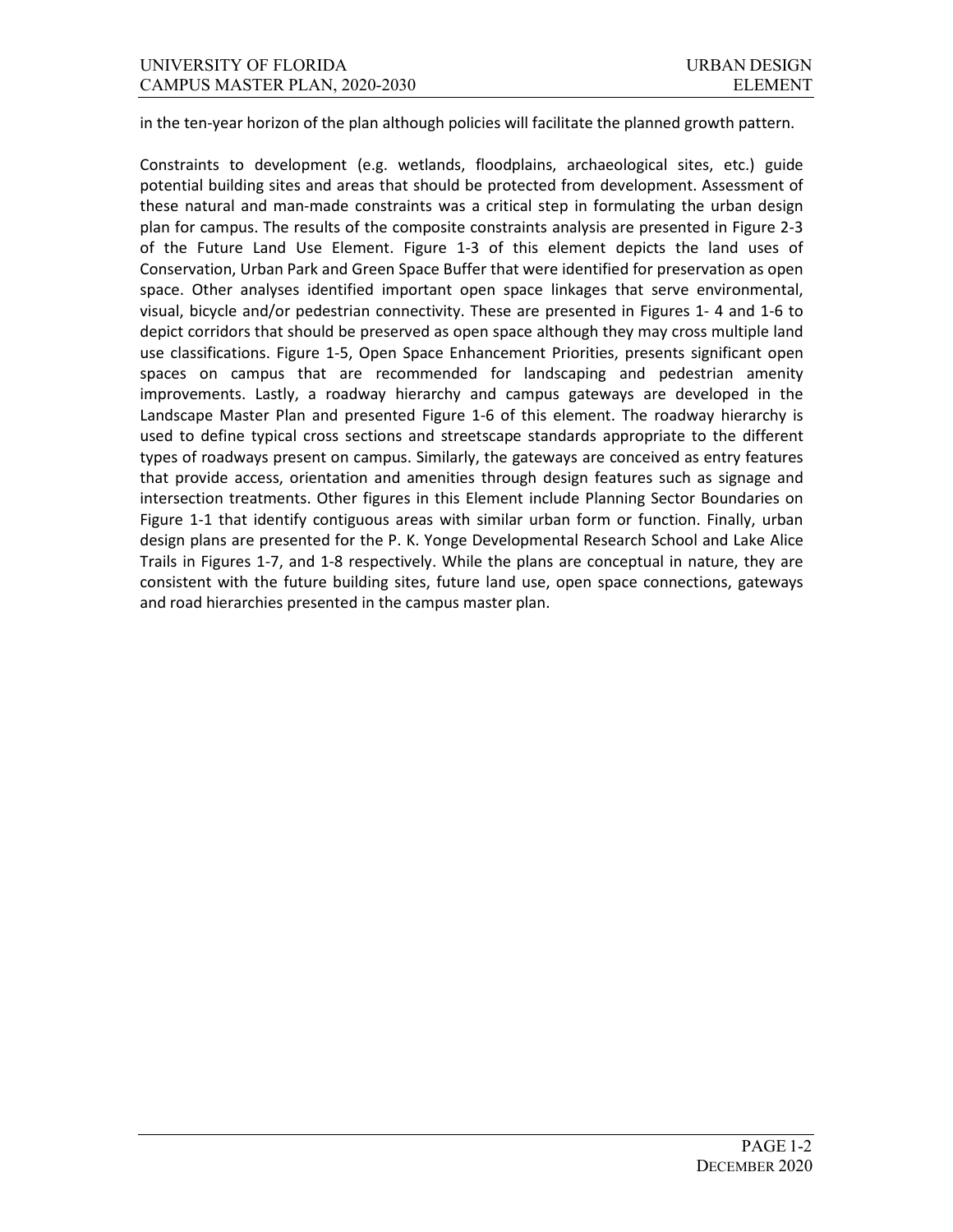in the ten-year horizon of the plan although policies will facilitate the planned growth pattern.

Constraints to development (e.g. wetlands, floodplains, archaeological sites, etc.) guide potential building sites and areas that should be protected from development. Assessment of these natural and man-made constraints was a critical step in formulating the urban design plan for campus. The results of the composite constraints analysis are presented in Figure 2-3 of the Future Land Use Element. Figure 1-3 of this element depicts the land uses of Conservation, Urban Park and Green Space Buffer that were identified for preservation as open space. Other analyses identified important open space linkages that serve environmental, visual, bicycle and/or pedestrian connectivity. These are presented in Figures 1- 4 and 1-6 to depict corridors that should be preserved as open space although they may cross multiple land use classifications. Figure 1-5, Open Space Enhancement Priorities, presents significant open spaces on campus that are recommended for landscaping and pedestrian amenity improvements. Lastly, a roadway hierarchy and campus gateways are developed in the Landscape Master Plan and presented Figure 1-6 of this element. The roadway hierarchy is used to define typical cross sections and streetscape standards appropriate to the different types of roadways present on campus. Similarly, the gateways are conceived as entry features that provide access, orientation and amenities through design features such as signage and intersection treatments. Other figures in this Element include Planning Sector Boundaries on Figure 1-1 that identify contiguous areas with similar urban form or function. Finally, urban design plans are presented for the P. K. Yonge Developmental Research School and Lake Alice Trails in Figures 1-7, and 1-8 respectively. While the plans are conceptual in nature, they are consistent with the future building sites, future land use, open space connections, gateways and road hierarchies presented in the campus master plan.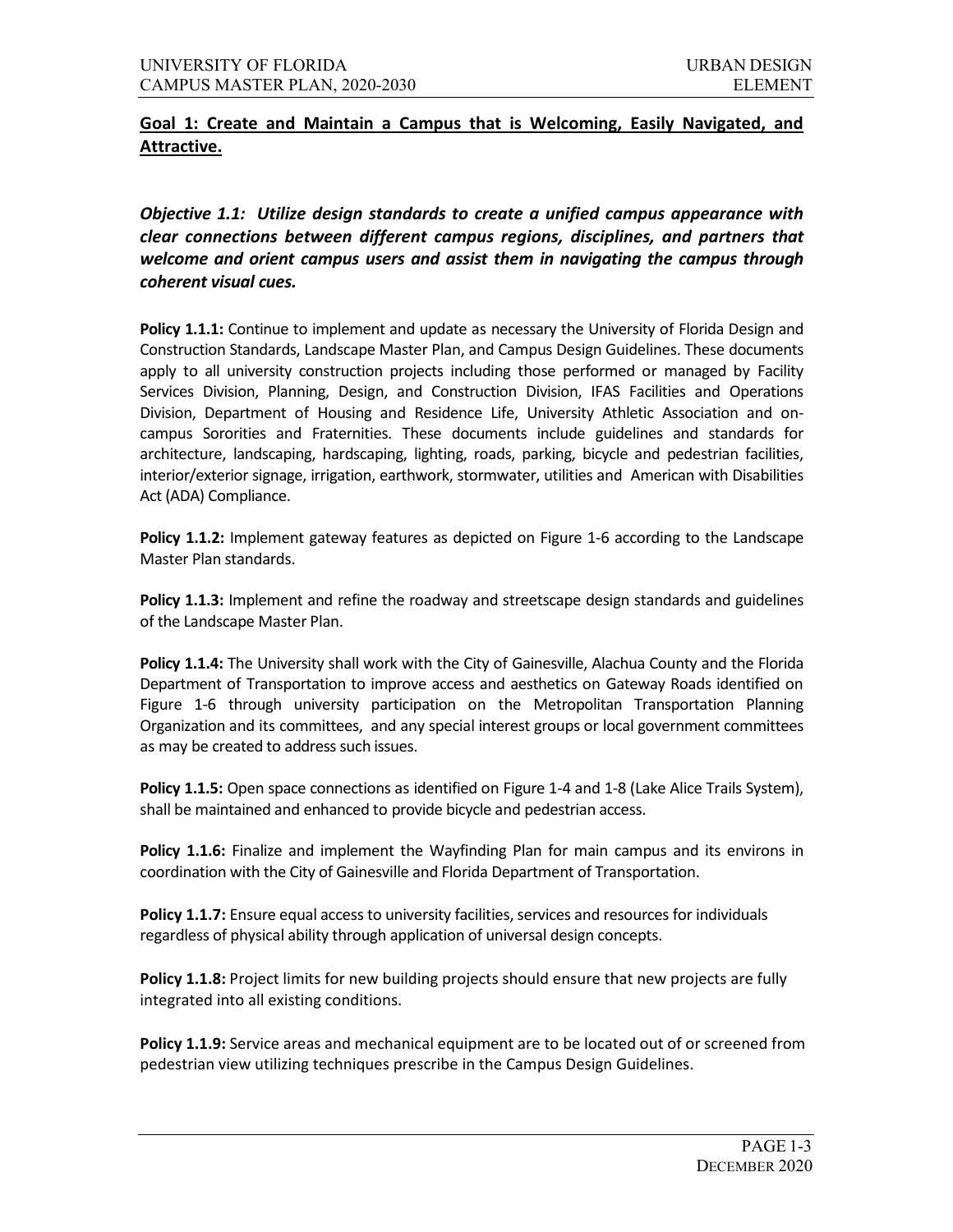## Goal 1: Create and Maintain a Campus that is Welcoming, Easily Navigated, and Attractive.

### *Objective 1.1: Utilize design standards to create a unified campus appearance with clear connections between different campus regions, disciplines, and partners that welcome and orient campus users and assist them in navigating the campus through coherent visual cues.*

**Policy 1.1.1:** Continue to implement and update as necessary the University of Florida Design and Construction Standards, Landscape Master Plan, and Campus Design Guidelines. These documents apply to all university construction projects including those performed or managed by Facility Services Division, Planning, Design, and Construction Division, IFAS Facilities and Operations Division, Department of Housing and Residence Life, University Athletic Association and on-campus Sororities and Fraternities. These documents include guidelines and standards for architecture, landscaping, hardscaping, lighting, roads, parking, bicycle and pedestrian facilities, interior/exterior signage, irrigation, earthwork, stormwater, utilities and American with Disabilities Act (ADA) Compliance.

**Policy 1.1.2:** Implement gateway features as depicted on Figure 1-6 according to the Landscape Master Plan standards.

**Policy 1.1.3:** Implement and refine the roadway and streetscape design standards and guidelines of the Landscape Master Plan.

**Policy 1.1.4:** The University shall work with the City of Gainesville, Alachua County and the Florida Department of Transportation to improve access and aesthetics on Gateway Roads identified on Figure 1-6 through university participation on the Metropolitan Transportation Planning Organization and its committees, and any special interest groups or local government committees as may be created to address such issues.

**Policy 1.1.5:** Open space connections as identified on Figure 1-4 and 1-8 (Lake Alice Trails System), shall be maintained and enhanced to provide bicycle and pedestrian access.

**Policy 1.1.6:** Finalize and implement the Wayfinding Plan for main campus and its environs in coordination with the City of Gainesville and Florida Department of Transportation.

**Policy 1.1.7:** Ensure equal access to university facilities, services and resources for individuals regardless of physical ability through application of universal design concepts.

**Policy 1.1.8:** Project limits for new building projects should ensure that new projects are fully integrated into all existing conditions.

**Policy 1.1.9:** Service areas and mechanical equipment are to be located out of or screened from pedestrian view utilizing techniques prescribe in the Campus Design Guidelines.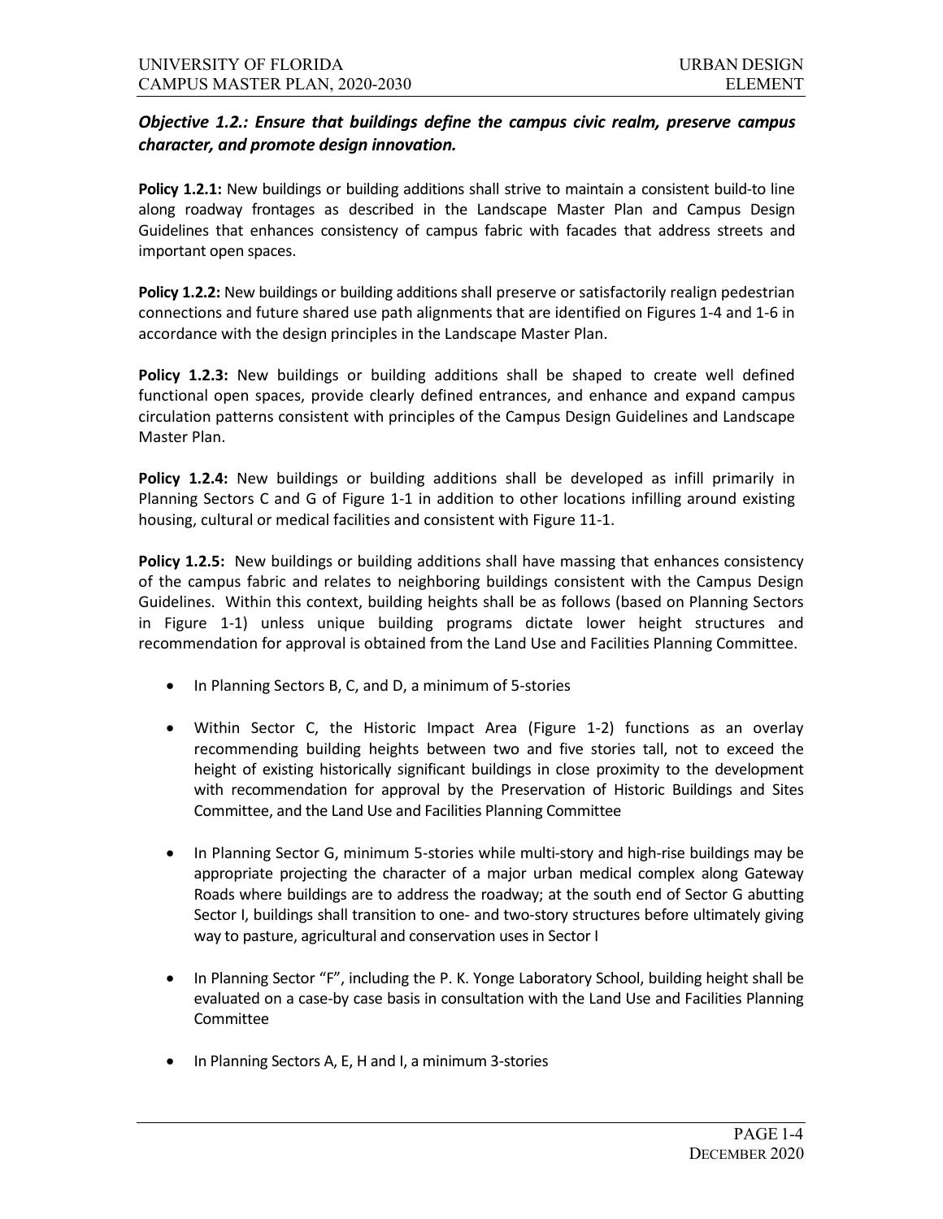***Objective 1.2.: Ensure that buildings define the campus civic realm, preserve campus character, and promote design innovation.***

**Policy 1.2.1:** New buildings or building additions shall strive to maintain a consistent build-to line along roadway frontages as described in the Landscape Master Plan and Campus Design Guidelines that enhances consistency of campus fabric with facades that address streets and important open spaces.

**Policy 1.2.2:** New buildings or building additions shall preserve or satisfactorily realign pedestrian connections and future shared use path alignments that are identified on Figures 1-4 and 1-6 in accordance with the design principles in the Landscape Master Plan.

**Policy 1.2.3:** New buildings or building additions shall be shaped to create well defined functional open spaces, provide clearly defined entrances, and enhance and expand campus circulation patterns consistent with principles of the Campus Design Guidelines and Landscape Master Plan.

**Policy 1.2.4:** New buildings or building additions shall be developed as infill primarily in Planning Sectors C and G of Figure 1-1 in addition to other locations infilling around existing housing, cultural or medical facilities and consistent with Figure 11-1.

**Policy 1.2.5:** New buildings or building additions shall have massing that enhances consistency of the campus fabric and relates to neighboring buildings consistent with the Campus Design Guidelines. Within this context, building heights shall be as follows (based on Planning Sectors in Figure 1-1) unless unique building programs dictate lower height structures and recommendation for approval is obtained from the Land Use and Facilities Planning Committee.

- In Planning Sectors B, C, and D, a minimum of 5-stories
- Within Sector C, the Historic Impact Area (Figure 1-2) functions as an overlay recommending building heights between two and five stories tall, not to exceed the height of existing historically significant buildings in close proximity to the development with recommendation for approval by the Preservation of Historic Buildings and Sites Committee, and the Land Use and Facilities Planning Committee
- In Planning Sector G, minimum 5-stories while multi-story and high-rise buildings may be appropriate projecting the character of a major urban medical complex along Gateway Roads where buildings are to address the roadway; at the south end of Sector G abutting Sector I, buildings shall transition to one- and two-story structures before ultimately giving way to pasture, agricultural and conservation uses in Sector I
- In Planning Sector "F", including the P. K. Yonge Laboratory School, building height shall be evaluated on a case-by case basis in consultation with the Land Use and Facilities Planning Committee
- In Planning Sectors A, E, H and I, a minimum 3-stories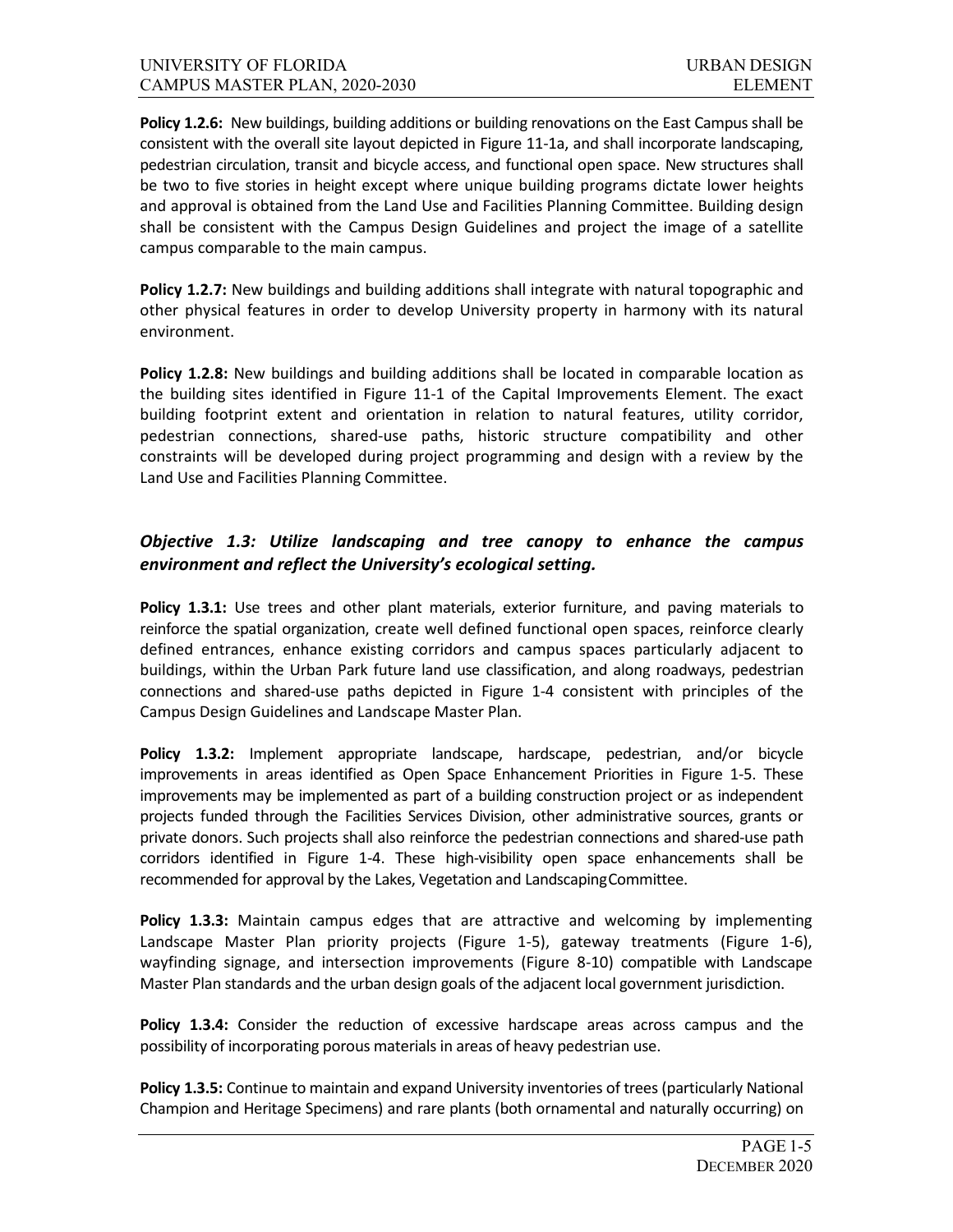**Policy 1.2.6:** New buildings, building additions or building renovations on the East Campus shall be consistent with the overall site layout depicted in Figure 11-1a, and shall incorporate landscaping, pedestrian circulation, transit and bicycle access, and functional open space. New structures shall be two to five stories in height except where unique building programs dictate lower heights and approval is obtained from the Land Use and Facilities Planning Committee. Building design shall be consistent with the Campus Design Guidelines and project the image of a satellite campus comparable to the main campus.

**Policy 1.2.7:** New buildings and building additions shall integrate with natural topographic and other physical features in order to develop University property in harmony with its natural environment.

**Policy 1.2.8:** New buildings and building additions shall be located in comparable location as the building sites identified in Figure 11-1 of the Capital Improvements Element. The exact building footprint extent and orientation in relation to natural features, utility corridor, pedestrian connections, shared-use paths, historic structure compatibility and other constraints will be developed during project programming and design with a review by the Land Use and Facilities Planning Committee.

### *Objective 1.3: Utilize landscaping and tree canopy to enhance the campus environment and reflect the University's ecological setting.*

**Policy 1.3.1:** Use trees and other plant materials, exterior furniture, and paving materials to reinforce the spatial organization, create well defined functional open spaces, reinforce clearly defined entrances, enhance existing corridors and campus spaces particularly adjacent to buildings, within the Urban Park future land use classification, and along roadways, pedestrian connections and shared-use paths depicted in Figure 1-4 consistent with principles of the Campus Design Guidelines and Landscape Master Plan.

**Policy 1.3.2:** Implement appropriate landscape, hardscape, pedestrian, and/or bicycle improvements in areas identified as Open Space Enhancement Priorities in Figure 1-5. These improvements may be implemented as part of a building construction project or as independent projects funded through the Facilities Services Division, other administrative sources, grants or private donors. Such projects shall also reinforce the pedestrian connections and shared-use path corridors identified in Figure 1-4. These high-visibility open space enhancements shall be recommended for approval by the Lakes, Vegetation and Landscaping Committee.

**Policy 1.3.3:** Maintain campus edges that are attractive and welcoming by implementing Landscape Master Plan priority projects (Figure 1-5), gateway treatments (Figure 1-6), wayfinding signage, and intersection improvements (Figure 8-10) compatible with Landscape Master Plan standards and the urban design goals of the adjacent local government jurisdiction.

**Policy 1.3.4:** Consider the reduction of excessive hardscape areas across campus and the possibility of incorporating porous materials in areas of heavy pedestrian use.

**Policy 1.3.5:** Continue to maintain and expand University inventories of trees (particularly National Champion and Heritage Specimens) and rare plants (both ornamental and naturally occurring) on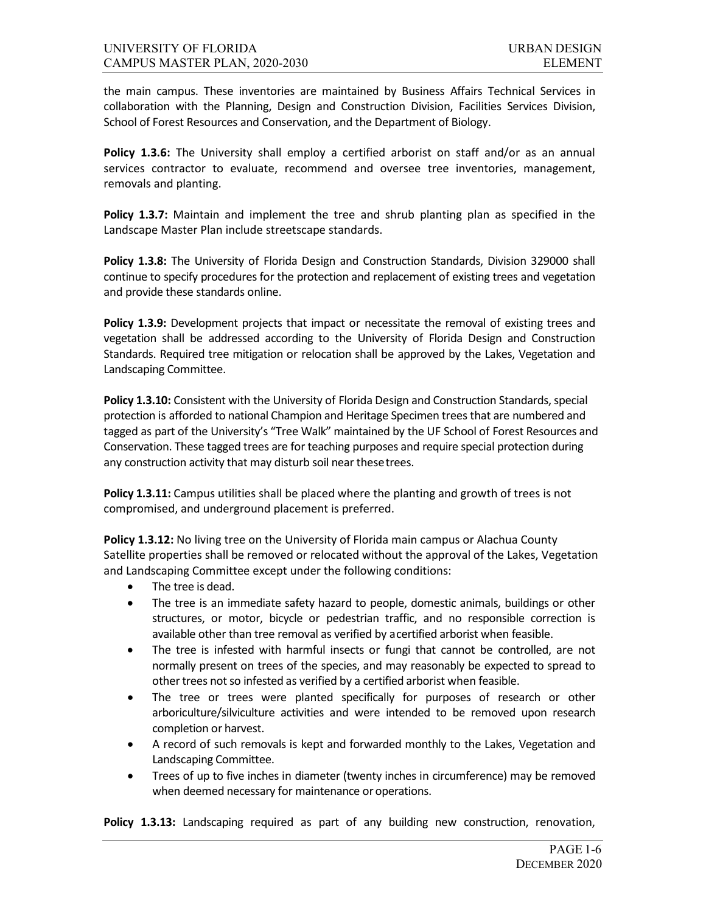the main campus. These inventories are maintained by Business Affairs Technical Services in collaboration with the Planning, Design and Construction Division, Facilities Services Division, School of Forest Resources and Conservation, and the Department of Biology.

**Policy 1.3.6:** The University shall employ a certified arborist on staff and/or as an annual services contractor to evaluate, recommend and oversee tree inventories, management, removals and planting.

**Policy 1.3.7:** Maintain and implement the tree and shrub planting plan as specified in the Landscape Master Plan include streetscape standards.

**Policy 1.3.8:** The University of Florida Design and Construction Standards, Division 329000 shall continue to specify procedures for the protection and replacement of existing trees and vegetation and provide these standards online.

**Policy 1.3.9:** Development projects that impact or necessitate the removal of existing trees and vegetation shall be addressed according to the University of Florida Design and Construction Standards. Required tree mitigation or relocation shall be approved by the Lakes, Vegetation and Landscaping Committee.

**Policy 1.3.10:** Consistent with the University of Florida Design and Construction Standards, special protection is afforded to national Champion and Heritage Specimen trees that are numbered and tagged as part of the University's "Tree Walk" maintained by the UF School of Forest Resources and Conservation. These tagged trees are for teaching purposes and require special protection during any construction activity that may disturb soil near these trees.

**Policy 1.3.11:** Campus utilities shall be placed where the planting and growth of trees is not compromised, and underground placement is preferred.

**Policy 1.3.12:** No living tree on the University of Florida main campus or Alachua County Satellite properties shall be removed or relocated without the approval of the Lakes, Vegetation and Landscaping Committee except under the following conditions:

- The tree is dead.
- The tree is an immediate safety hazard to people, domestic animals, buildings or other structures, or motor, bicycle or pedestrian traffic, and no responsible correction is available other than tree removal as verified by a certified arborist when feasible.
- The tree is infested with harmful insects or fungi that cannot be controlled, are not normally present on trees of the species, and may reasonably be expected to spread to other trees not so infested as verified by a certified arborist when feasible.
- The tree or trees were planted specifically for purposes of research or other arboriculture/silviculture activities and were intended to be removed upon research completion or harvest.
- A record of such removals is kept and forwarded monthly to the Lakes, Vegetation and Landscaping Committee.
- Trees of up to five inches in diameter (twenty inches in circumference) may be removed when deemed necessary for maintenance or operations.

**Policy 1.3.13:** Landscaping required as part of any building new construction, renovation,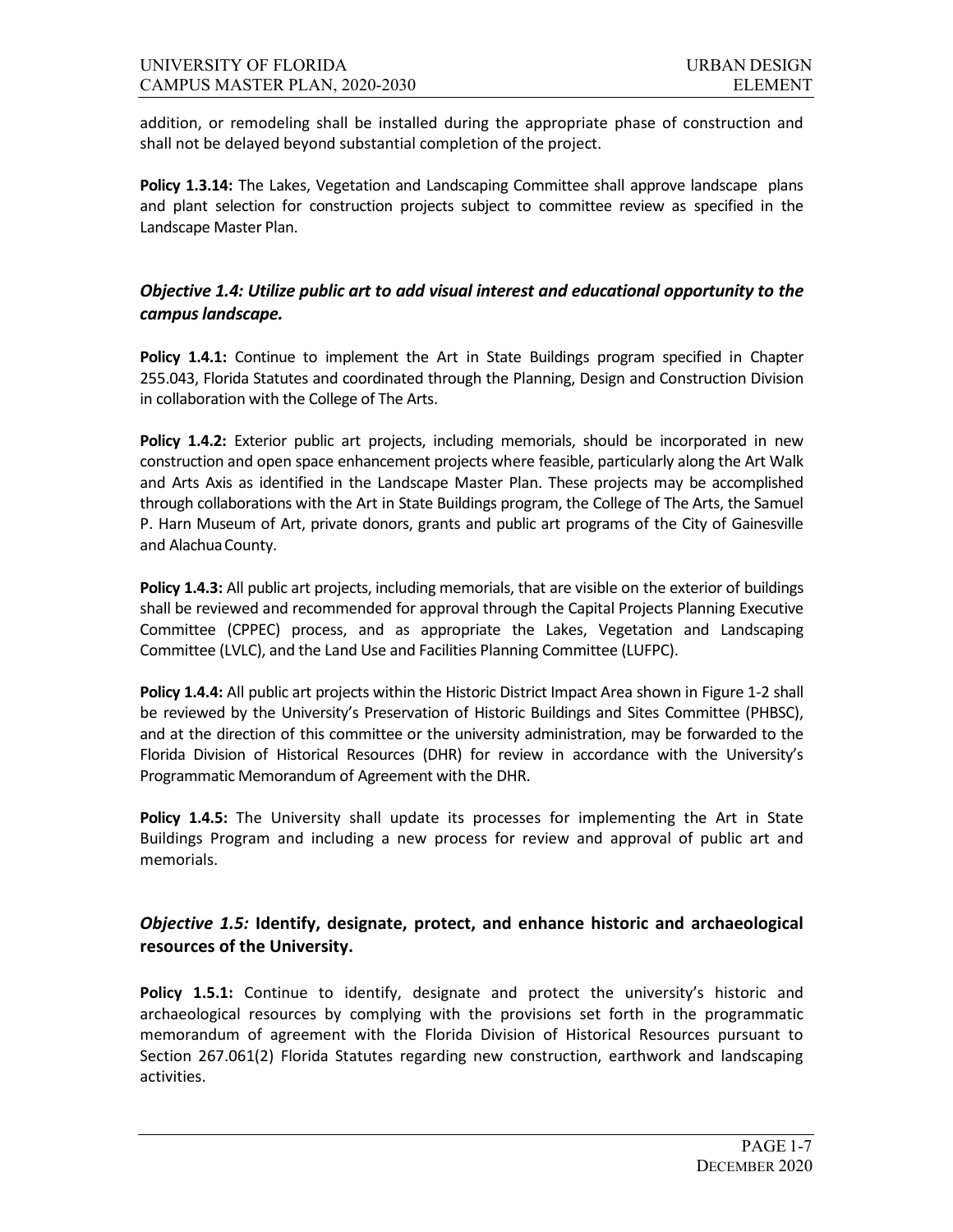addition, or remodeling shall be installed during the appropriate phase of construction and shall not be delayed beyond substantial completion of the project.

**Policy 1.3.14:** The Lakes, Vegetation and Landscaping Committee shall approve landscape plans and plant selection for construction projects subject to committee review as specified in the Landscape Master Plan.

### *Objective 1.4: Utilize public art to add visual interest and educational opportunity to the campus landscape.*

**Policy 1.4.1:** Continue to implement the Art in State Buildings program specified in Chapter 255.043, Florida Statutes and coordinated through the Planning, Design and Construction Division in collaboration with the College of The Arts.

**Policy 1.4.2:** Exterior public art projects, including memorials, should be incorporated in new construction and open space enhancement projects where feasible, particularly along the Art Walk and Arts Axis as identified in the Landscape Master Plan. These projects may be accomplished through collaborations with the Art in State Buildings program, the College of The Arts, the Samuel P. Harn Museum of Art, private donors, grants and public art programs of the City of Gainesville and Alachua County.

**Policy 1.4.3:** All public art projects, including memorials, that are visible on the exterior of buildings shall be reviewed and recommended for approval through the Capital Projects Planning Executive Committee (CPPEC) process, and as appropriate the Lakes, Vegetation and Landscaping Committee (LVLC), and the Land Use and Facilities Planning Committee (LUFPC).

**Policy 1.4.4:** All public art projects within the Historic District Impact Area shown in Figure 1-2 shall be reviewed by the University's Preservation of Historic Buildings and Sites Committee (PHBSC), and at the direction of this committee or the university administration, may be forwarded to the Florida Division of Historical Resources (DHR) for review in accordance with the University's Programmatic Memorandum of Agreement with the DHR.

**Policy 1.4.5:** The University shall update its processes for implementing the Art in State Buildings Program and including a new process for review and approval of public art and memorials.

### *Objective 1.5:* **Identify, designate, protect, and enhance historic and archaeological resources of the University.**

**Policy 1.5.1:** Continue to identify, designate and protect the university's historic and archaeological resources by complying with the provisions set forth in the programmatic memorandum of agreement with the Florida Division of Historical Resources pursuant to Section 267.061(2) Florida Statutes regarding new construction, earthwork and landscaping activities.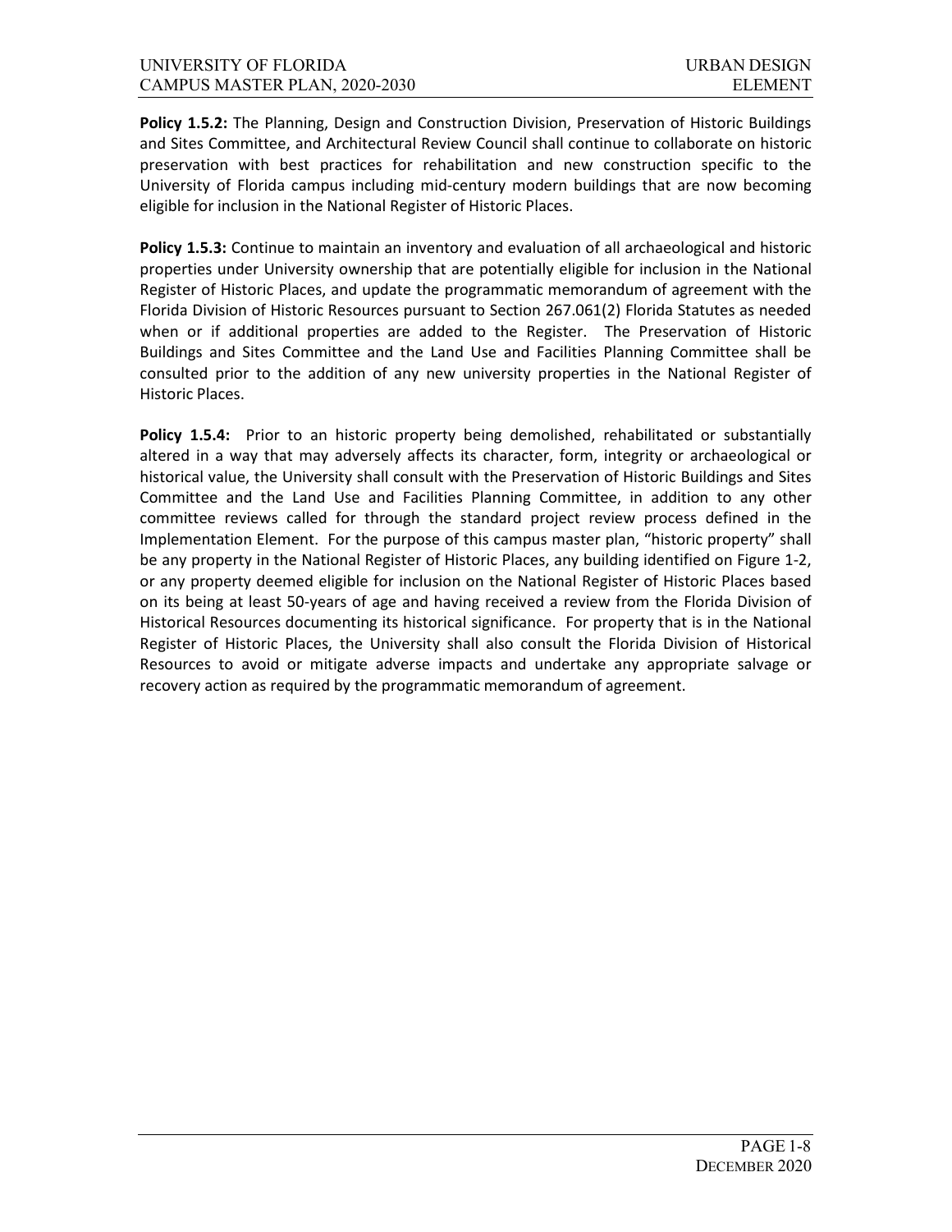**Policy 1.5.2:** The Planning, Design and Construction Division, Preservation of Historic Buildings and Sites Committee, and Architectural Review Council shall continue to collaborate on historic preservation with best practices for rehabilitation and new construction specific to the University of Florida campus including mid-century modern buildings that are now becoming eligible for inclusion in the National Register of Historic Places.

**Policy 1.5.3:** Continue to maintain an inventory and evaluation of all archaeological and historic properties under University ownership that are potentially eligible for inclusion in the National Register of Historic Places, and update the programmatic memorandum of agreement with the Florida Division of Historic Resources pursuant to Section 267.061(2) Florida Statutes as needed when or if additional properties are added to the Register. The Preservation of Historic Buildings and Sites Committee and the Land Use and Facilities Planning Committee shall be consulted prior to the addition of any new university properties in the National Register of Historic Places.

**Policy 1.5.4:** Prior to an historic property being demolished, rehabilitated or substantially altered in a way that may adversely affects its character, form, integrity or archaeological or historical value, the University shall consult with the Preservation of Historic Buildings and Sites Committee and the Land Use and Facilities Planning Committee, in addition to any other committee reviews called for through the standard project review process defined in the Implementation Element. For the purpose of this campus master plan, "historic property" shall be any property in the National Register of Historic Places, any building identified on Figure 1-2, or any property deemed eligible for inclusion on the National Register of Historic Places based on its being at least 50-years of age and having received a review from the Florida Division of Historical Resources documenting its historical significance. For property that is in the National Register of Historic Places, the University shall also consult the Florida Division of Historical Resources to avoid or mitigate adverse impacts and undertake any appropriate salvage or recovery action as required by the programmatic memorandum of agreement.